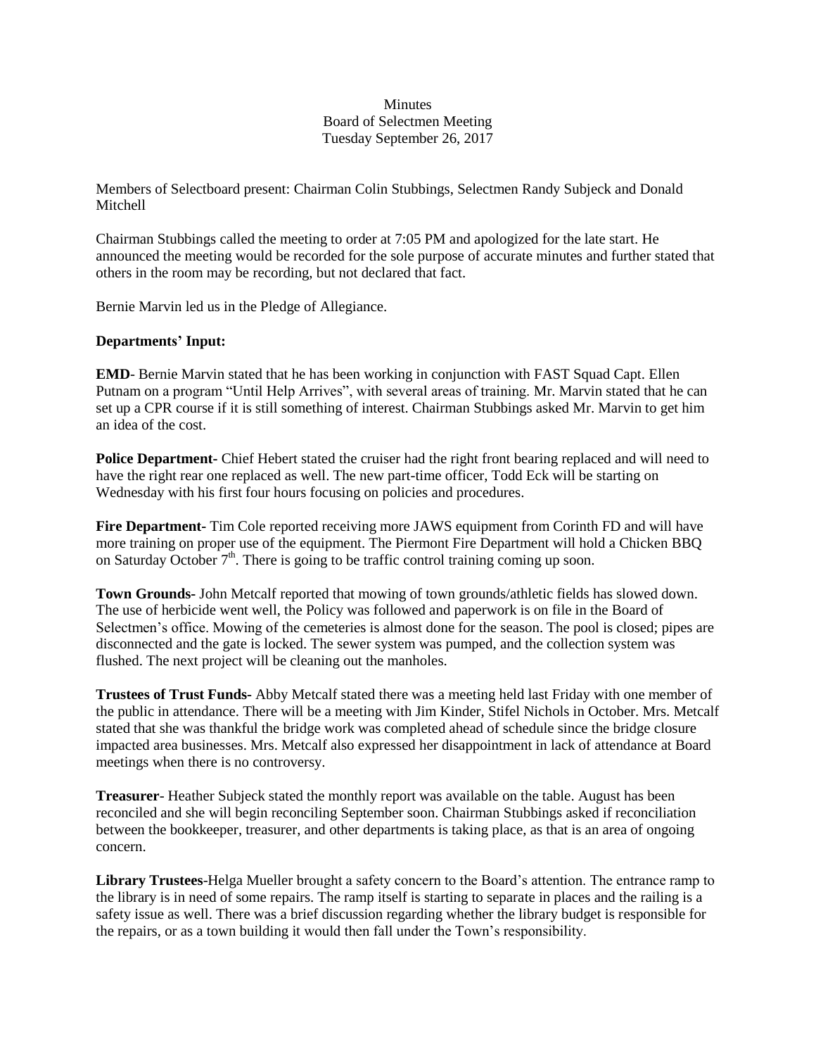Minutes
Board of Selectmen Meeting
Tuesday September 26, 2017

Members of Selectboard present: Chairman Colin Stubbings, Selectmen Randy Subjeck and Donald Mitchell

Chairman Stubbings called the meeting to order at 7:05 PM and apologized for the late start. He announced the meeting would be recorded for the sole purpose of accurate minutes and further stated that others in the room may be recording, but not declared that fact.

Bernie Marvin led us in the Pledge of Allegiance.

**Departments' Input:**

**EMD**- Bernie Marvin stated that he has been working in conjunction with FAST Squad Capt. Ellen Putnam on a program "Until Help Arrives", with several areas of training. Mr. Marvin stated that he can set up a CPR course if it is still something of interest. Chairman Stubbings asked Mr. Marvin to get him an idea of the cost.

**Police Department-** Chief Hebert stated the cruiser had the right front bearing replaced and will need to have the right rear one replaced as well. The new part-time officer, Todd Eck will be starting on Wednesday with his first four hours focusing on policies and procedures.

**Fire Department-** Tim Cole reported receiving more JAWS equipment from Corinth FD and will have more training on proper use of the equipment. The Piermont Fire Department will hold a Chicken BBQ on Saturday October 7th. There is going to be traffic control training coming up soon.

**Town Grounds-** John Metcalf reported that mowing of town grounds/athletic fields has slowed down. The use of herbicide went well, the Policy was followed and paperwork is on file in the Board of Selectmen's office. Mowing of the cemeteries is almost done for the season. The pool is closed; pipes are disconnected and the gate is locked. The sewer system was pumped, and the collection system was flushed. The next project will be cleaning out the manholes.

**Trustees of Trust Funds-** Abby Metcalf stated there was a meeting held last Friday with one member of the public in attendance. There will be a meeting with Jim Kinder, Stifel Nichols in October. Mrs. Metcalf stated that she was thankful the bridge work was completed ahead of schedule since the bridge closure impacted area businesses. Mrs. Metcalf also expressed her disappointment in lack of attendance at Board meetings when there is no controversy.

**Treasurer**- Heather Subjeck stated the monthly report was available on the table. August has been reconciled and she will begin reconciling September soon. Chairman Stubbings asked if reconciliation between the bookkeeper, treasurer, and other departments is taking place, as that is an area of ongoing concern.

**Library Trustees**-Helga Mueller brought a safety concern to the Board's attention. The entrance ramp to the library is in need of some repairs. The ramp itself is starting to separate in places and the railing is a safety issue as well. There was a brief discussion regarding whether the library budget is responsible for the repairs, or as a town building it would then fall under the Town's responsibility.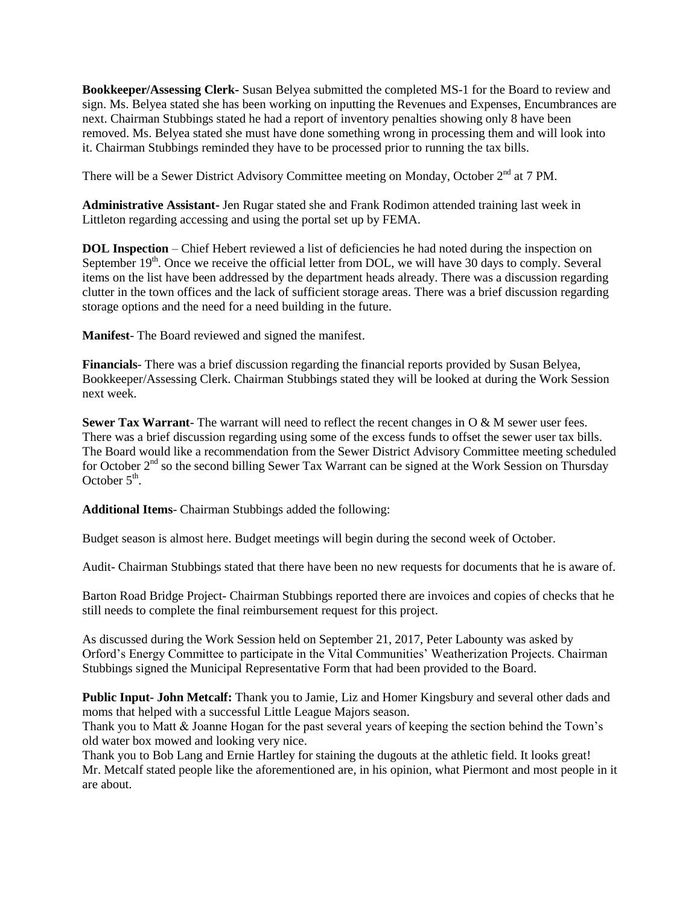**Bookkeeper/Assessing Clerk-** Susan Belyea submitted the completed MS-1 for the Board to review and sign. Ms. Belyea stated she has been working on inputting the Revenues and Expenses, Encumbrances are next. Chairman Stubbings stated he had a report of inventory penalties showing only 8 have been removed. Ms. Belyea stated she must have done something wrong in processing them and will look into it. Chairman Stubbings reminded they have to be processed prior to running the tax bills.

There will be a Sewer District Advisory Committee meeting on Monday, October 2nd at 7 PM.

**Administrative Assistant-** Jen Rugar stated she and Frank Rodimon attended training last week in Littleton regarding accessing and using the portal set up by FEMA.

**DOL Inspection** – Chief Hebert reviewed a list of deficiencies he had noted during the inspection on September 19th. Once we receive the official letter from DOL, we will have 30 days to comply. Several items on the list have been addressed by the department heads already. There was a discussion regarding clutter in the town offices and the lack of sufficient storage areas. There was a brief discussion regarding storage options and the need for a need building in the future.

**Manifest**- The Board reviewed and signed the manifest.

**Financials**- There was a brief discussion regarding the financial reports provided by Susan Belyea, Bookkeeper/Assessing Clerk. Chairman Stubbings stated they will be looked at during the Work Session next week.

**Sewer Tax Warrant**- The warrant will need to reflect the recent changes in O & M sewer user fees. There was a brief discussion regarding using some of the excess funds to offset the sewer user tax bills. The Board would like a recommendation from the Sewer District Advisory Committee meeting scheduled for October 2nd so the second billing Sewer Tax Warrant can be signed at the Work Session on Thursday October 5th.

**Additional Items**- Chairman Stubbings added the following:

Budget season is almost here. Budget meetings will begin during the second week of October.

Audit- Chairman Stubbings stated that there have been no new requests for documents that he is aware of.

Barton Road Bridge Project- Chairman Stubbings reported there are invoices and copies of checks that he still needs to complete the final reimbursement request for this project.

As discussed during the Work Session held on September 21, 2017, Peter Labounty was asked by Orford's Energy Committee to participate in the Vital Communities' Weatherization Projects. Chairman Stubbings signed the Municipal Representative Form that had been provided to the Board.

**Public Input**- **John Metcalf:** Thank you to Jamie, Liz and Homer Kingsbury and several other dads and moms that helped with a successful Little League Majors season.

Thank you to Matt & Joanne Hogan for the past several years of keeping the section behind the Town's old water box mowed and looking very nice.

Thank you to Bob Lang and Ernie Hartley for staining the dugouts at the athletic field. It looks great!

Mr. Metcalf stated people like the aforementioned are, in his opinion, what Piermont and most people in it are about.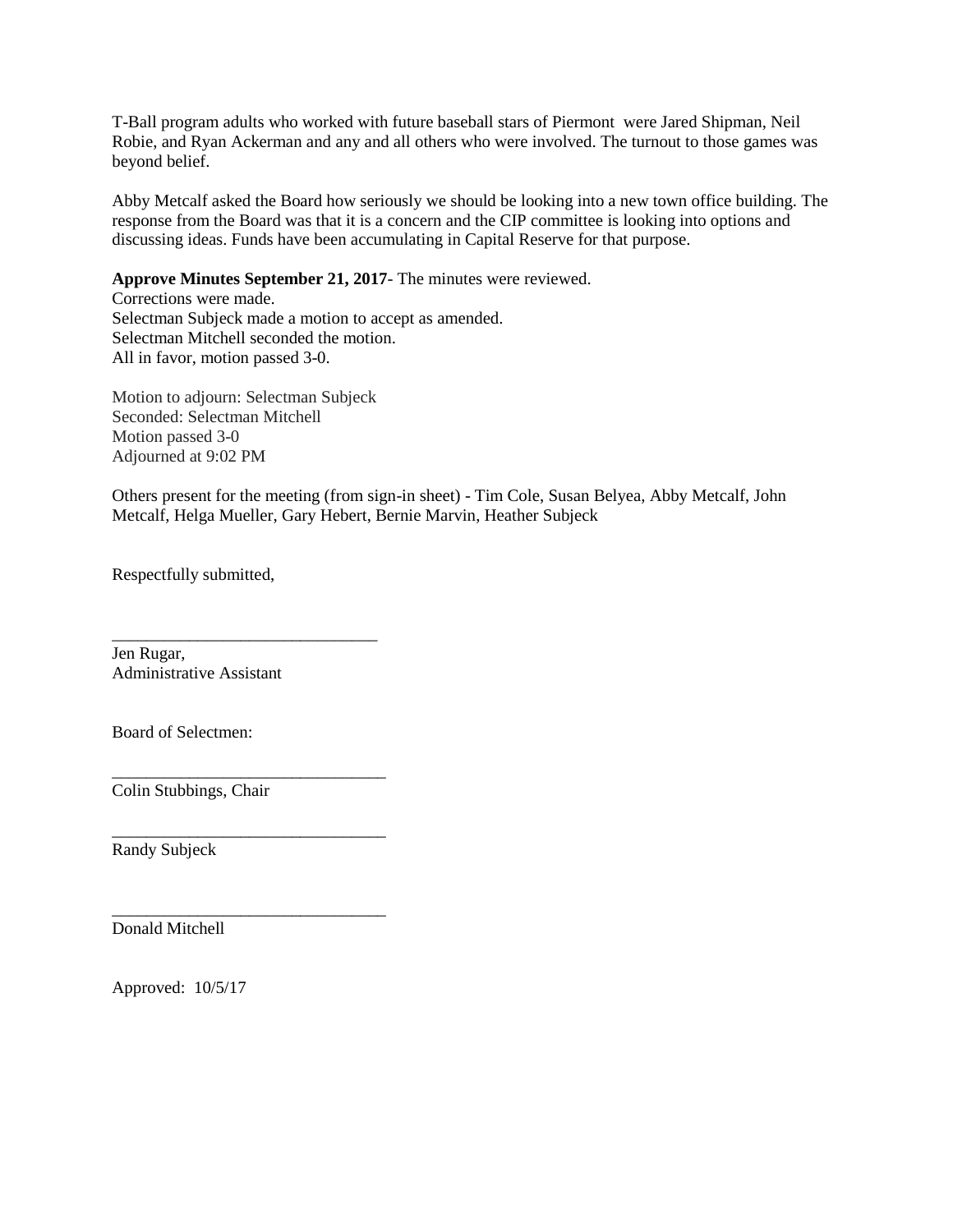T-Ball program adults who worked with future baseball stars of Piermont were Jared Shipman, Neil Robie, and Ryan Ackerman and any and all others who were involved. The turnout to those games was beyond belief.

Abby Metcalf asked the Board how seriously we should be looking into a new town office building. The response from the Board was that it is a concern and the CIP committee is looking into options and discussing ideas. Funds have been accumulating in Capital Reserve for that purpose.

**Approve Minutes September 21, 2017**- The minutes were reviewed.
Corrections were made.
Selectman Subjeck made a motion to accept as amended.
Selectman Mitchell seconded the motion.
All in favor, motion passed 3-0.

Motion to adjourn: Selectman Subjeck
Seconded: Selectman Mitchell
Motion passed 3-0
Adjourned at 9:02 PM

Others present for the meeting (from sign-in sheet) - Tim Cole, Susan Belyea, Abby Metcalf, John Metcalf, Helga Mueller, Gary Hebert, Bernie Marvin, Heather Subjeck

Respectfully submitted,

_______________________________
Jen Rugar,
Administrative Assistant

Board of Selectmen:

________________________________
Colin Stubbings, Chair

________________________________
Randy Subjeck

________________________________
Donald Mitchell

Approved: 10/5/17